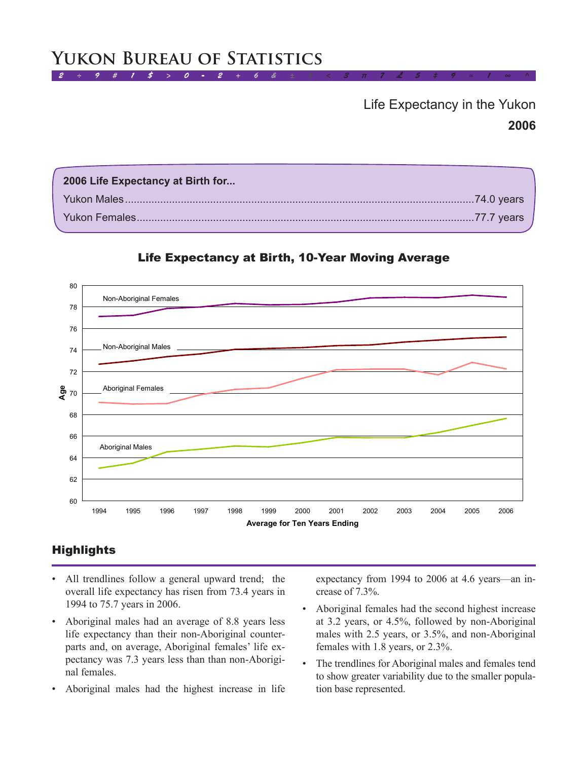# Yukon Bureau of Statistics

Life Expectancy in the Yukon

**2006**

**2006 Life Expectancy at Birth for...**

Yukon Males....74.0 years

Yukon Females....77.7 years

**Life Expectancy at Birth, 10-Year Moving Average**

## Highlights

- All trendlines follow a general upward trend; the overall life expectancy has risen from 73.4 years in 1994 to 75.7 years in 2006.
- Aboriginal males had an average of 8.8 years less life expectancy than their non-Aboriginal counterparts and, on average, Aboriginal females' life expectancy was 7.3 years less than than non-Aboriginal females.
- Aboriginal males had the highest increase in life expectancy from 1994 to 2006 at 4.6 years—an increase of 7.3%.
- Aboriginal females had the second highest increase at 3.2 years, or 4.5%, followed by non-Aboriginal males with 2.5 years, or 3.5%, and non-Aboriginal females with 1.8 years, or 2.3%.
- The trendlines for Aboriginal males and females tend to show greater variability due to the smaller population base represented.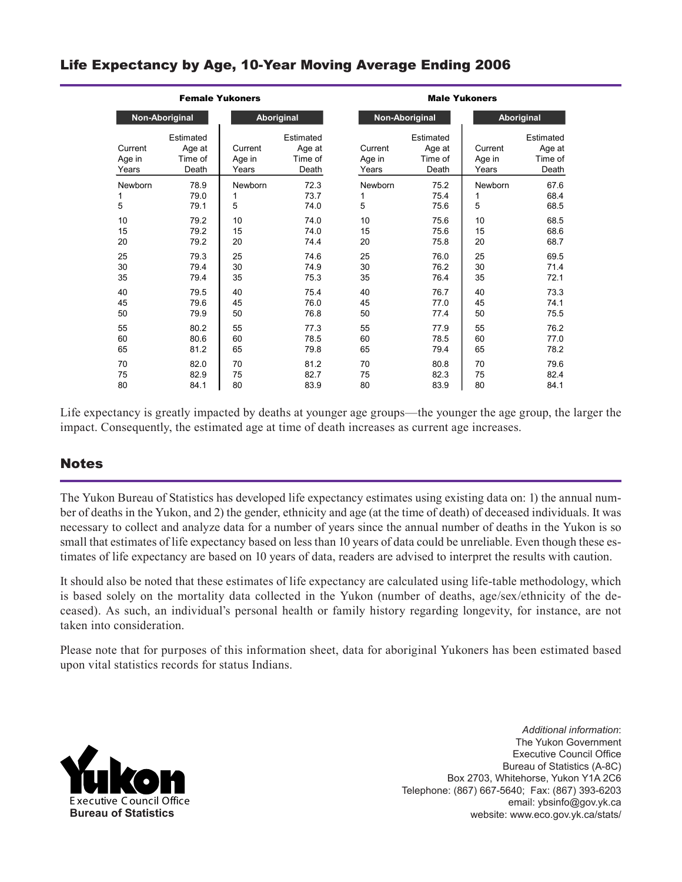## Life Expectancy by Age, 10-Year Moving Average Ending 2006

| Female Yukoners | | | | Male Yukoners | | | |
|---|---|---|---|---|---|---|---|
| Non-Aboriginal | | Aboriginal | | Non-Aboriginal | | Aboriginal | |
| Current Age in Years | Estimated Age at Time of Death | Current Age in Years | Estimated Age at Time of Death | Current Age in Years | Estimated Age at Time of Death | Current Age in Years | Estimated Age at Time of Death |
| Newborn | 78.9 | Newborn | 72.3 | Newborn | 75.2 | Newborn | 67.6 |
| 1 | 79.0 | 1 | 73.7 | 1 | 75.4 | 1 | 68.4 |
| 5 | 79.1 | 5 | 74.0 | 5 | 75.6 | 5 | 68.5 |
| 10 | 79.2 | 10 | 74.0 | 10 | 75.6 | 10 | 68.5 |
| 15 | 79.2 | 15 | 74.0 | 15 | 75.6 | 15 | 68.6 |
| 20 | 79.2 | 20 | 74.4 | 20 | 75.8 | 20 | 68.7 |
| 25 | 79.3 | 25 | 74.6 | 25 | 76.0 | 25 | 69.5 |
| 30 | 79.4 | 30 | 74.9 | 30 | 76.2 | 30 | 71.4 |
| 35 | 79.4 | 35 | 75.3 | 35 | 76.4 | 35 | 72.1 |
| 40 | 79.5 | 40 | 75.4 | 40 | 76.7 | 40 | 73.3 |
| 45 | 79.6 | 45 | 76.0 | 45 | 77.0 | 45 | 74.1 |
| 50 | 79.9 | 50 | 76.8 | 50 | 77.4 | 50 | 75.5 |
| 55 | 80.2 | 55 | 77.3 | 55 | 77.9 | 55 | 76.2 |
| 60 | 80.6 | 60 | 78.5 | 60 | 78.5 | 60 | 77.0 |
| 65 | 81.2 | 65 | 79.8 | 65 | 79.4 | 65 | 78.2 |
| 70 | 82.0 | 70 | 81.2 | 70 | 80.8 | 70 | 79.6 |
| 75 | 82.9 | 75 | 82.7 | 75 | 82.3 | 75 | 82.4 |
| 80 | 84.1 | 80 | 83.9 | 80 | 83.9 | 80 | 84.1 |

Life expectancy is greatly impacted by deaths at younger age groups—the younger the age group, the larger the impact. Consequently, the estimated age at time of death increases as current age increases.

## Notes

The Yukon Bureau of Statistics has developed life expectancy estimates using existing data on: 1) the annual number of deaths in the Yukon, and 2) the gender, ethnicity and age (at the time of death) of deceased individuals. It was necessary to collect and analyze data for a number of years since the annual number of deaths in the Yukon is so small that estimates of life expectancy based on less than 10 years of data could be unreliable. Even though these estimates of life expectancy are based on 10 years of data, readers are advised to interpret the results with caution.

It should also be noted that these estimates of life expectancy are calculated using life-table methodology, which is based solely on the mortality data collected in the Yukon (number of deaths, age/sex/ethnicity of the deceased). As such, an individual's personal health or family history regarding longevity, for instance, are not taken into consideration.

Please note that for purposes of this information sheet, data for aboriginal Yukoners has been estimated based upon vital statistics records for status Indians.

Yukon
Executive Council Office
**Bureau of Statistics**

*Additional information*:
The Yukon Government
Executive Council Office
Bureau of Statistics (A-8C)
Box 2703, Whitehorse, Yukon Y1A 2C6
Telephone: (867) 667-5640; Fax: (867) 393-6203
email: ybsinfo@gov.yk.ca
website: www.eco.gov.yk.ca/stats/